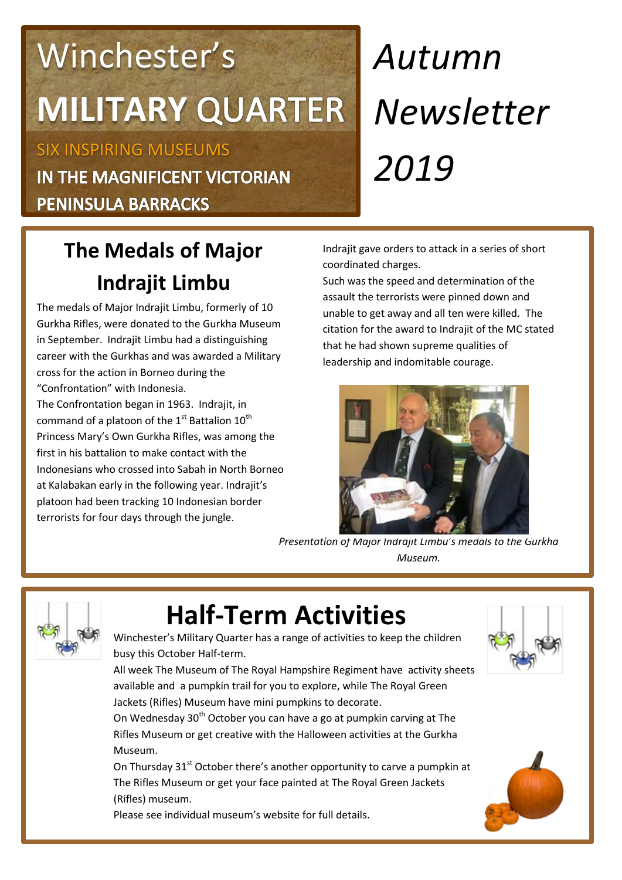# Winchester's MILITARY QUARTER

SIX INSPIRING MUSEUMS

IN THE MAGNIFICENT VICTORIAN PENINSULA BARRACKS

*Autumn Newsletter 2019*

## The Medals of Major Indrajit Limbu

The medals of Major Indrajit Limbu, formerly of 10 Gurkha Rifles, were donated to the Gurkha Museum in September. Indrajit Limbu had a distinguishing career with the Gurkhas and was awarded a Military cross for the action in Borneo during the "Confrontation" with Indonesia.

The Confrontation began in 1963. Indrajit, in command of a platoon of the 1st Battalion 10th Princess Mary's Own Gurkha Rifles, was among the first in his battalion to make contact with the Indonesians who crossed into Sabah in North Borneo at Kalabakan early in the following year. Indrajit's platoon had been tracking 10 Indonesian border terrorists for four days through the jungle. Indrajit gave orders to attack in a series of short coordinated charges.

Such was the speed and determination of the assault the terrorists were pinned down and unable to get away and all ten were killed. The citation for the award to Indrajit of the MC stated that he had shown supreme qualities of leadership and indomitable courage.

*Presentation of Major Indrajit Limbu's medals to the Gurkha Museum.*

## Half-Term Activities

Winchester's Military Quarter has a range of activities to keep the children busy this October Half-term.

All week The Museum of The Royal Hampshire Regiment have activity sheets available and a pumpkin trail for you to explore, while The Royal Green Jackets (Rifles) Museum have mini pumpkins to decorate.

On Wednesday 30th October you can have a go at pumpkin carving at The Rifles Museum or get creative with the Halloween activities at the Gurkha Museum.

On Thursday 31st October there's another opportunity to carve a pumpkin at The Rifles Museum or get your face painted at The Royal Green Jackets (Rifles) museum.

Please see individual museum's website for full details.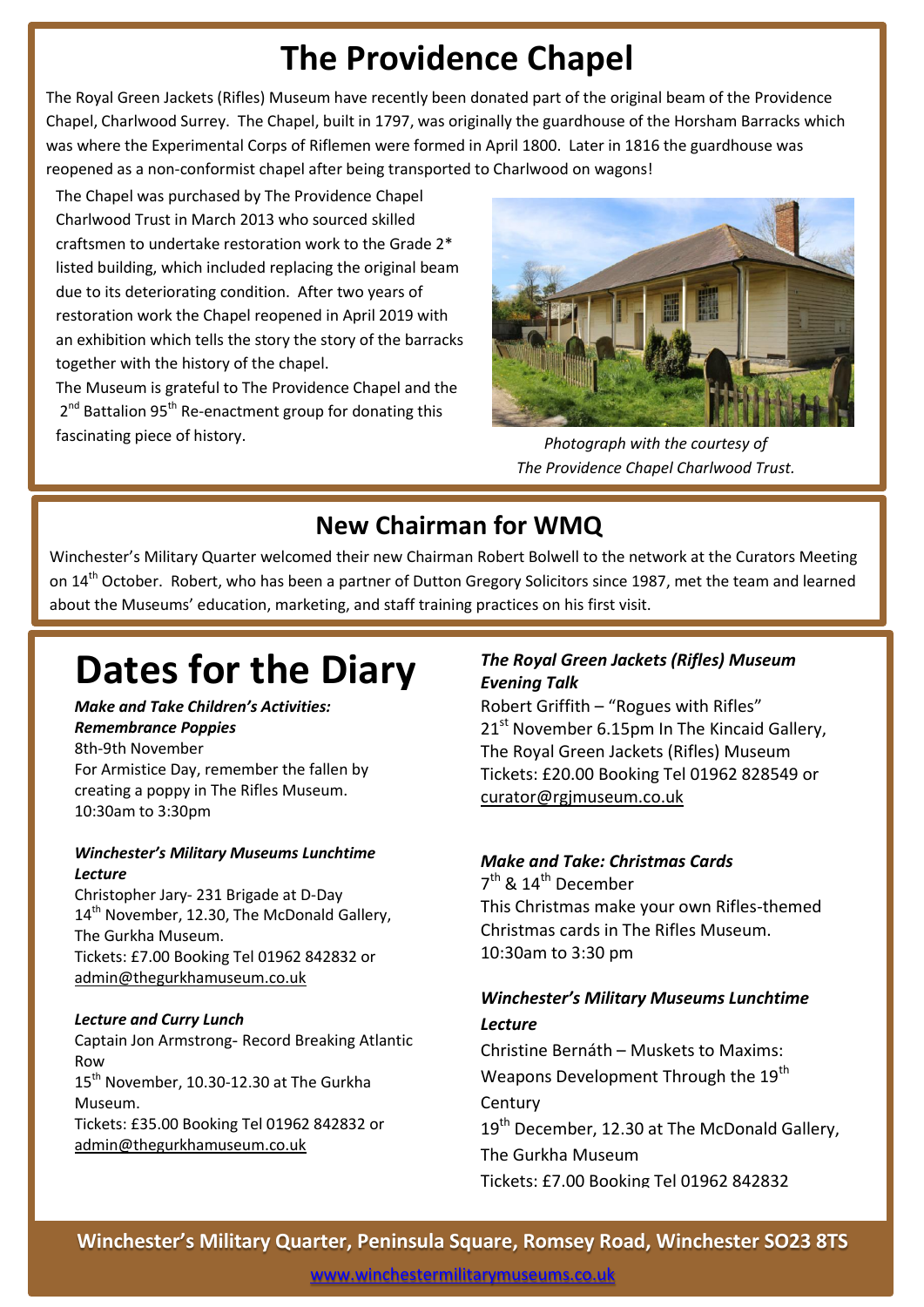# The Providence Chapel

The Royal Green Jackets (Rifles) Museum have recently been donated part of the original beam of the Providence Chapel, Charlwood Surrey. The Chapel, built in 1797, was originally the guardhouse of the Horsham Barracks which was where the Experimental Corps of Riflemen were formed in April 1800. Later in 1816 the guardhouse was reopened as a non-conformist chapel after being transported to Charlwood on wagons!

The Chapel was purchased by The Providence Chapel Charlwood Trust in March 2013 who sourced skilled craftsmen to undertake restoration work to the Grade 2* listed building, which included replacing the original beam due to its deteriorating condition. After two years of restoration work the Chapel reopened in April 2019 with an exhibition which tells the story the story of the barracks together with the history of the chapel.

The Museum is grateful to The Providence Chapel and the 2nd Battalion 95th Re-enactment group for donating this fascinating piece of history.

*Photograph with the courtesy of The Providence Chapel Charlwood Trust.*

## New Chairman for WMQ

Winchester's Military Quarter welcomed their new Chairman Robert Bolwell to the network at the Curators Meeting on 14th October. Robert, who has been a partner of Dutton Gregory Solicitors since 1987, met the team and learned about the Museums' education, marketing, and staff training practices on his first visit.

# Dates for the Diary

***Make and Take Children's Activities: Remembrance Poppies***
8th-9th November
For Armistice Day, remember the fallen by creating a poppy in The Rifles Museum.
10:30am to 3:30pm

***Winchester's Military Museums Lunchtime Lecture***
Christopher Jary- 231 Brigade at D-Day
14th November, 12.30, The McDonald Gallery, The Gurkha Museum.
Tickets: £7.00 Booking Tel 01962 842832 or admin@thegurkhamuseum.co.uk

***Lecture and Curry Lunch***
Captain Jon Armstrong- Record Breaking Atlantic Row
15th November, 10.30-12.30 at The Gurkha Museum.
Tickets: £35.00 Booking Tel 01962 842832 or admin@thegurkhamuseum.co.uk

***The Royal Green Jackets (Rifles) Museum Evening Talk***
Robert Griffith – "Rogues with Rifles"
21st November 6.15pm In The Kincaid Gallery, The Royal Green Jackets (Rifles) Museum
Tickets: £20.00 Booking Tel 01962 828549 or curator@rgjmuseum.co.uk

***Make and Take: Christmas Cards***
7th & 14th December
This Christmas make your own Rifles-themed Christmas cards in The Rifles Museum.
10:30am to 3:30 pm

***Winchester's Military Museums Lunchtime Lecture***
Christine Bernáth – Muskets to Maxims: Weapons Development Through the 19th Century
19th December, 12.30 at The McDonald Gallery, The Gurkha Museum
Tickets: £7.00 Booking Tel 01962 842832

**Winchester's Military Quarter, Peninsula Square, Romsey Road, Winchester SO23 8TS**

www.winchestermilitarymuseums.co.uk